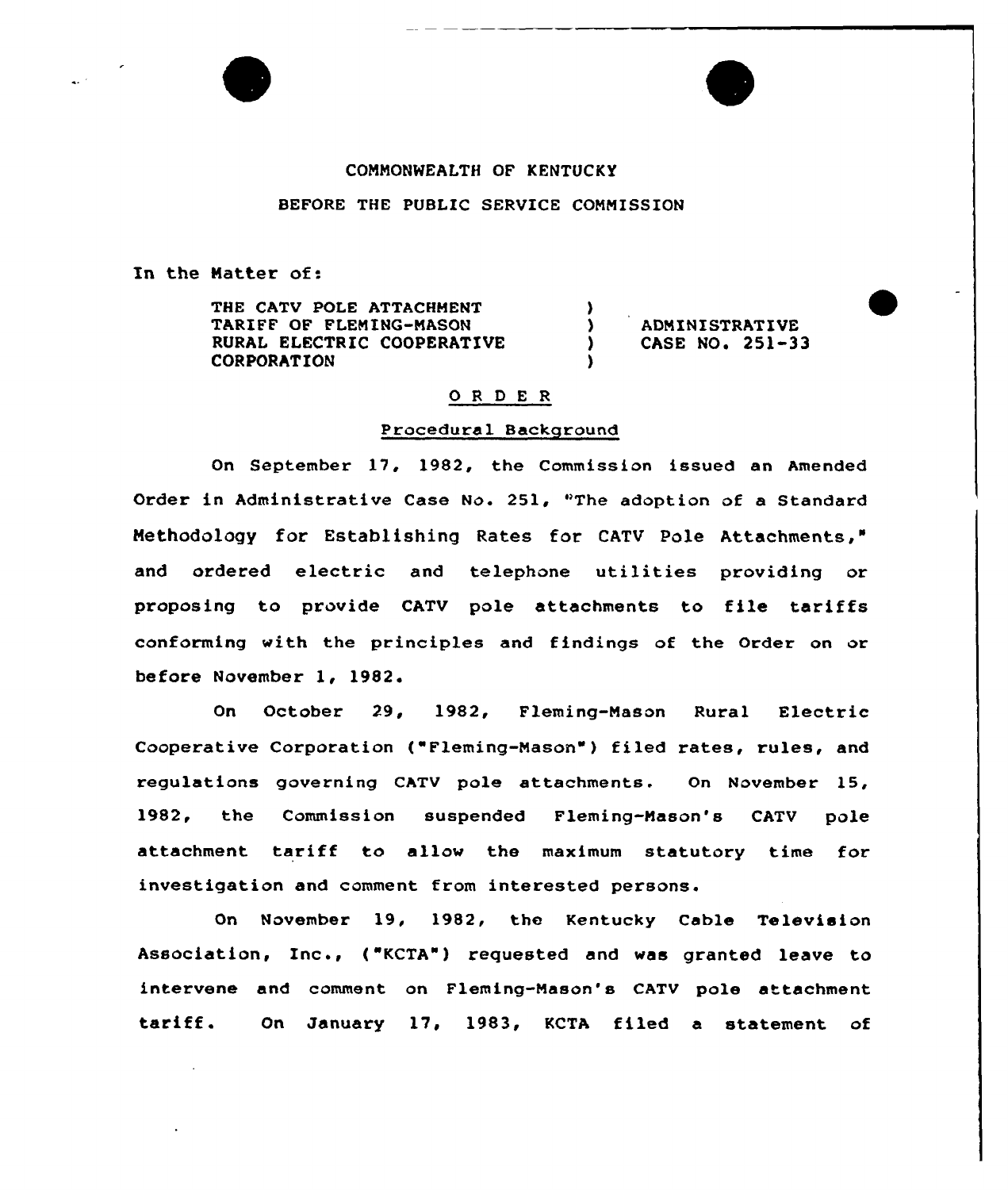COMMONWEALTH OF KENTUCKY

BEFORE THE PUBLIC SERVICE COMMISSION

In the Matter of:

| | | |
|---|---|---|
| THE CATV POLE ATTACHMENT TARIFF OF FLEMING-MASON RURAL ELECTRIC COOPERATIVE CORPORATION | ) ) ) ) | ADMINISTRATIVE CASE NO. 251-33 |

## O R D E R

### Procedural Background

On September 17, 1982, the Commission issued an Amended Order in Administrative Case No. 251, "The adoption of a Standard Methodology for Establishing Rates for CATV Pole Attachments," and ordered electric and telephone utilities providing or proposing to provide CATV pole attachments to file tariffs conforming with the principles and findings of the Order on or before November 1, 1982.

On October 29, 1982, Fleming-Mason Rural Electric Cooperative Corporation ("Fleming-Mason") filed rates, rules, and regulations governing CATV pole attachments. On November 15, 1982, the Commission suspended Fleming-Mason's CATV pole attachment tariff to allow the maximum statutory time for investigation and comment from interested persons.

On November 19, 1982, the Kentucky Cable Television Association, Inc., ("KCTA") requested and was granted leave to intervene and comment on Fleming-Mason's CATV pole attachment tariff. On January 17, 1983, KCTA filed a statement of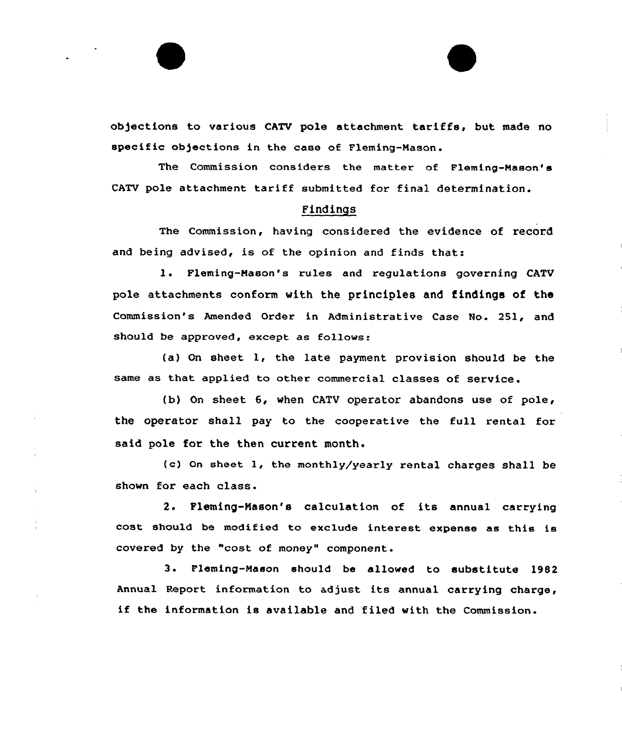objections to various CATV pole attachment tariffs, but made no specific objections in the case of Fleming-Mason.

The Commission considers the matter of Fleming-Mason's CATV pole attachment tariff submitted for final determination.

## Findings

The Commission, having considered the evidence of record and being advised, is of the opinion and finds that:

1. Fleming-Mason's rules and regulations governing CATV pole attachments conform with the principles and findings of the Commission's Amended Order in Administrative Case No. 251, and should be approved, except as follows:

(a) On sheet 1, the late payment provision should be the same as that applied to other commercial classes of service.

(b) On sheet 6, when CATV operator abandons use of pole, the operator shall pay to the cooperative the full rental for said pole for the then current month.

(c) On sheet 1, the monthly/yearly rental charges shall be shown for each class.

2. Fleming-Mason's calculation of its annual carrying cost should be modified to exclude interest expense as this is covered by the "cost of money" component.

3. Fleming-Mason should be allowed to substitute 1982 Annual Report information to adjust its annual carrying charge, if the information is available and filed with the Commission.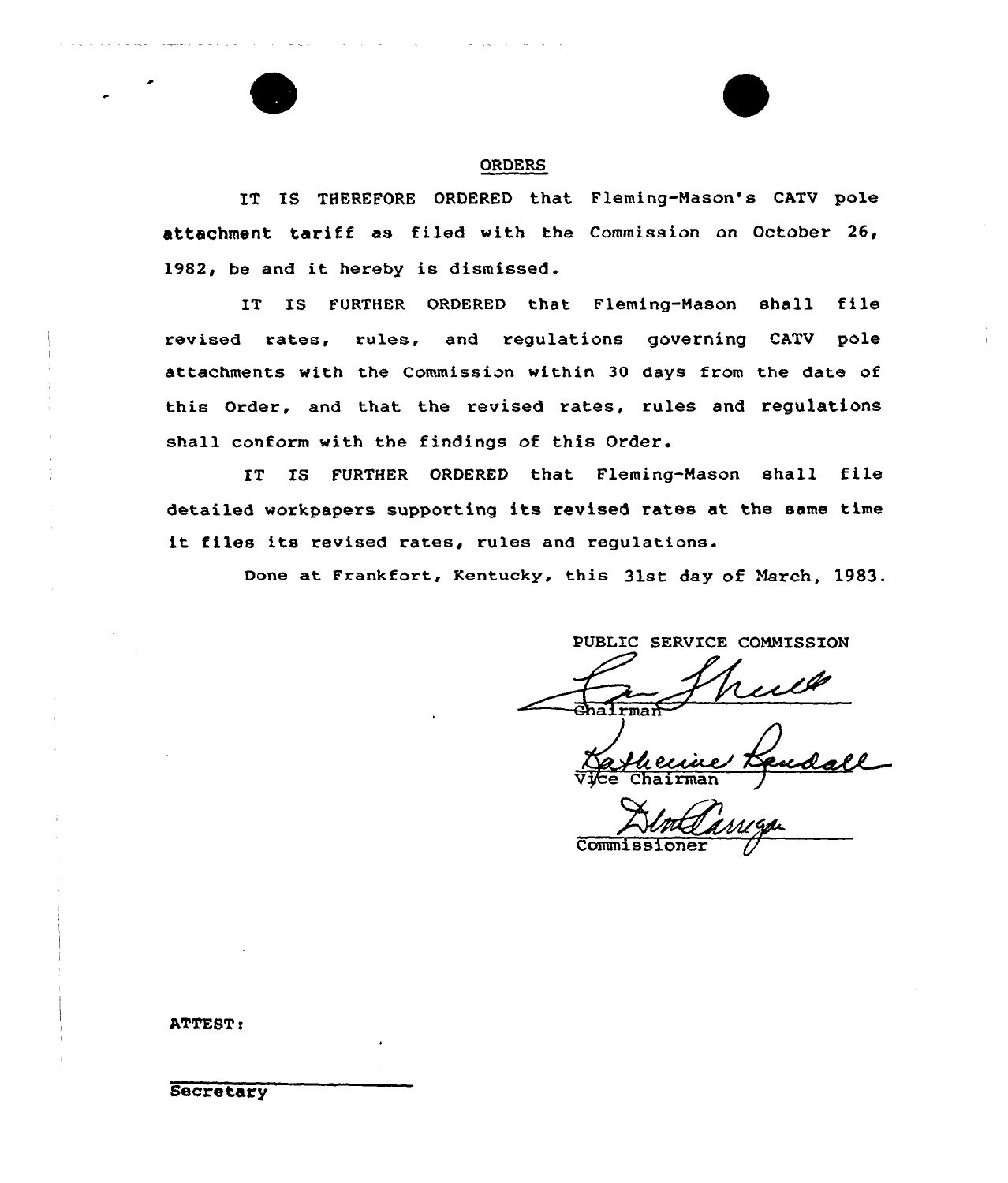## ORDERS

IT IS THEREFORE ORDERED that Fleming-Mason's CATV pole attachment tariff as filed with the Commission on October 26, 1982, be and it hereby is dismissed.

IT IS FURTHER ORDERED that Fleming-Mason shall file revised rates, rules, and regulations governing CATV pole attachments with the Commission within 30 days from the date of this Order, and that the revised rates, rules and regulations shall conform with the findings of this Order.

IT IS FURTHER ORDERED that Fleming-Mason shall file detailed workpapers supporting its revised rates at the same time it files its revised rates, rules and regulations.

Done at Frankfort, Kentucky, this 31st day of March, 1983.

PUBLIC SERVICE COMMISSION

Chairman

Vice Chairman

Commissioner

ATTEST:

Secretary